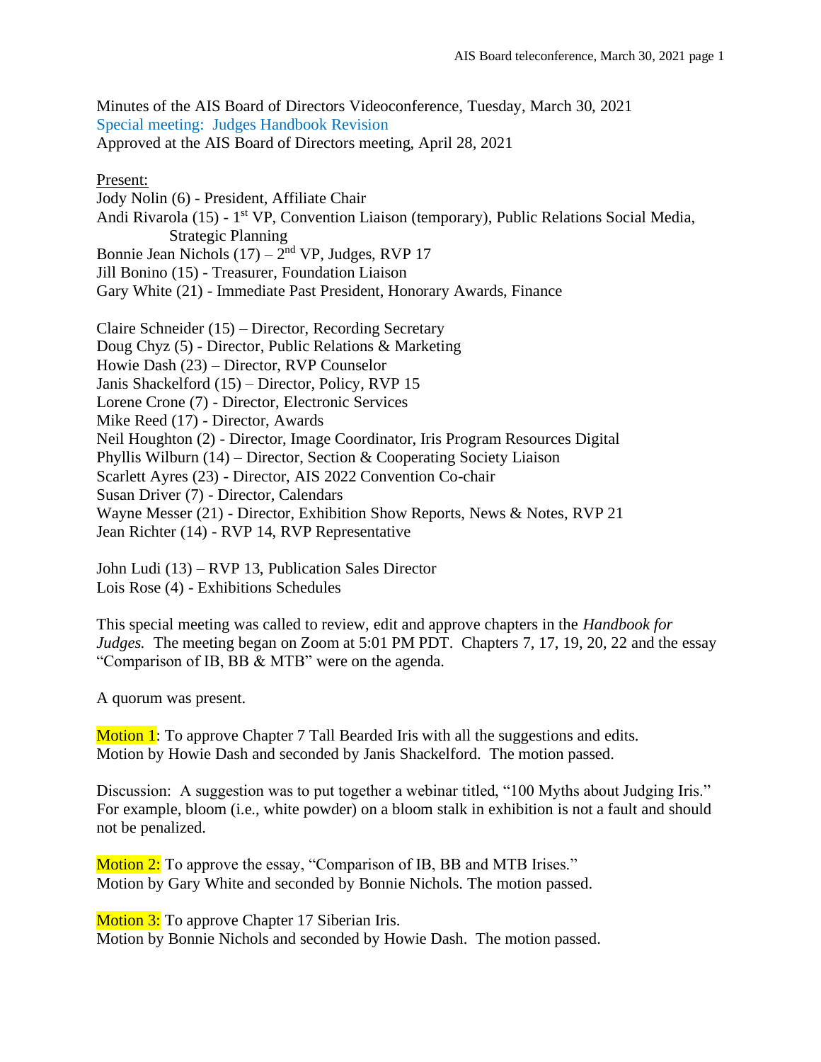Minutes of the AIS Board of Directors Videoconference, Tuesday, March 30, 2021

Special meeting: Judges Handbook Revision

Approved at the AIS Board of Directors meeting, April 28, 2021

Present:

Jody Nolin (6) - President, Affiliate Chair
Andi Rivarola (15) - 1st VP, Convention Liaison (temporary), Public Relations Social Media, Strategic Planning
Bonnie Jean Nichols (17) – 2nd VP, Judges, RVP 17
Jill Bonino (15) - Treasurer, Foundation Liaison
Gary White (21) - Immediate Past President, Honorary Awards, Finance

Claire Schneider (15) – Director, Recording Secretary
Doug Chyz (5) - Director, Public Relations & Marketing
Howie Dash (23) – Director, RVP Counselor
Janis Shackelford (15) – Director, Policy, RVP 15
Lorene Crone (7) - Director, Electronic Services
Mike Reed (17) - Director, Awards
Neil Houghton (2) - Director, Image Coordinator, Iris Program Resources Digital
Phyllis Wilburn (14) – Director, Section & Cooperating Society Liaison
Scarlett Ayres (23) - Director, AIS 2022 Convention Co-chair
Susan Driver (7) - Director, Calendars
Wayne Messer (21) - Director, Exhibition Show Reports, News & Notes, RVP 21
Jean Richter (14) - RVP 14, RVP Representative

John Ludi (13) – RVP 13, Publication Sales Director
Lois Rose (4) - Exhibitions Schedules

This special meeting was called to review, edit and approve chapters in the *Handbook for Judges.* The meeting began on Zoom at 5:01 PM PDT. Chapters 7, 17, 19, 20, 22 and the essay "Comparison of IB, BB & MTB" were on the agenda.

A quorum was present.

Motion 1: To approve Chapter 7 Tall Bearded Iris with all the suggestions and edits.
Motion by Howie Dash and seconded by Janis Shackelford. The motion passed.

Discussion: A suggestion was to put together a webinar titled, "100 Myths about Judging Iris." For example, bloom (i.e., white powder) on a bloom stalk in exhibition is not a fault and should not be penalized.

Motion 2: To approve the essay, "Comparison of IB, BB and MTB Irises."
Motion by Gary White and seconded by Bonnie Nichols. The motion passed.

Motion 3: To approve Chapter 17 Siberian Iris.
Motion by Bonnie Nichols and seconded by Howie Dash. The motion passed.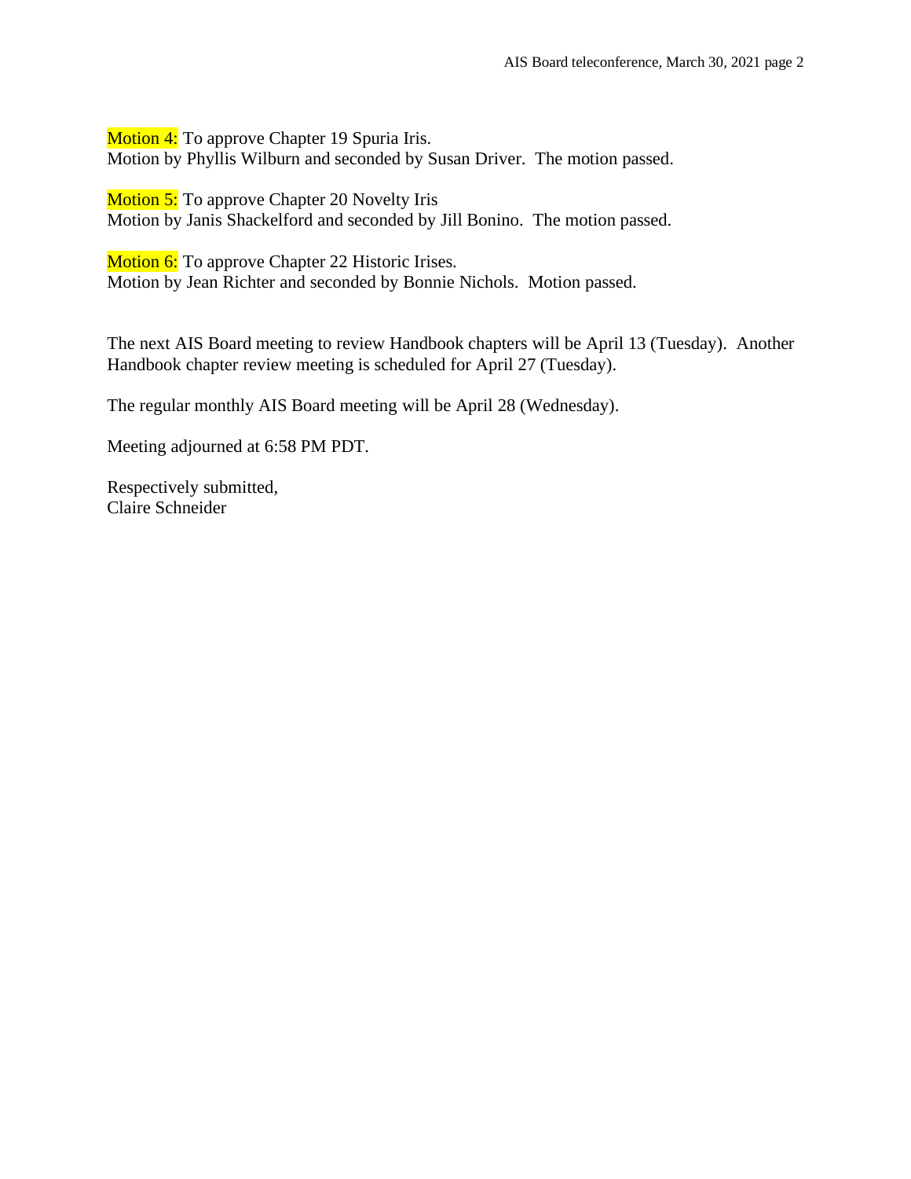Motion 4: To approve Chapter 19 Spuria Iris.
Motion by Phyllis Wilburn and seconded by Susan Driver. The motion passed.

Motion 5: To approve Chapter 20 Novelty Iris
Motion by Janis Shackelford and seconded by Jill Bonino. The motion passed.

Motion 6: To approve Chapter 22 Historic Irises.
Motion by Jean Richter and seconded by Bonnie Nichols. Motion passed.

The next AIS Board meeting to review Handbook chapters will be April 13 (Tuesday). Another Handbook chapter review meeting is scheduled for April 27 (Tuesday).

The regular monthly AIS Board meeting will be April 28 (Wednesday).

Meeting adjourned at 6:58 PM PDT.

Respectively submitted,
Claire Schneider